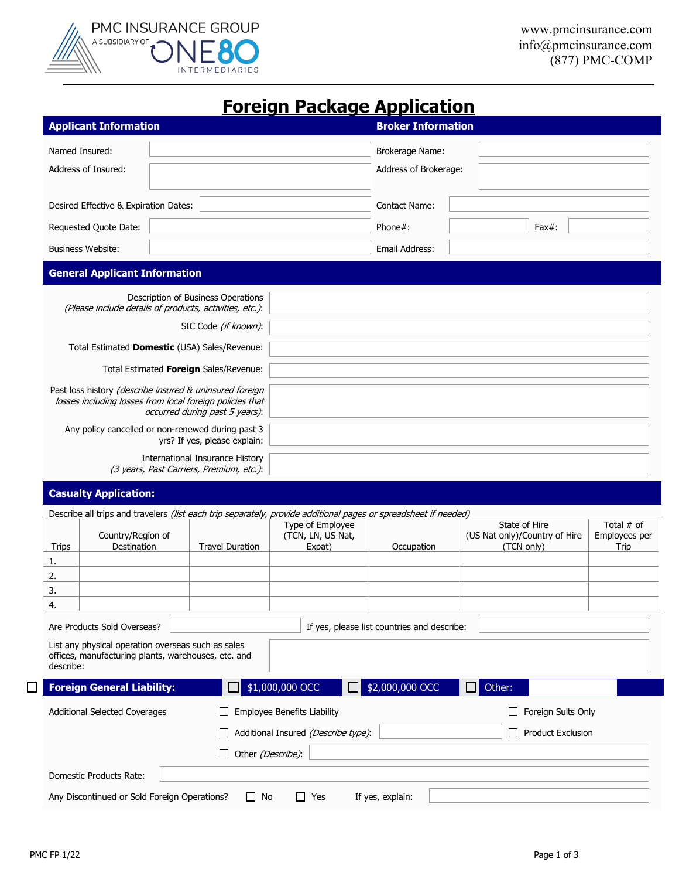PMC INSURANCE GROUP
A SUBSIDIARY OF ONE80 INTERMEDIARIES

www.pmcinsurance.com
info@pmcinsurance.com
(877) PMC-COMP

# Foreign Package Application

## Applicant Information

Named Insured:

Address of Insured:

Desired Effective & Expiration Dates:

Requested Quote Date:

Business Website:

## Broker Information

Brokerage Name:

Address of Brokerage:

Contact Name:

Phone#: Fax#:

Email Address:

## General Applicant Information

Description of Business Operations *(Please include details of products, activities, etc.)*:

SIC Code *(if known)*:

Total Estimated **Domestic** (USA) Sales/Revenue:

Total Estimated **Foreign** Sales/Revenue:

Past loss history *(describe insured & uninsured foreign losses including losses from local foreign policies that occurred during past 5 years)*:

Any policy cancelled or non-renewed during past 3 yrs? If yes, please explain:

International Insurance History *(3 years, Past Carriers, Premium, etc.)*:

## Casualty Application:

Describe all trips and travelers *(list each trip separately, provide additional pages or spreadsheet if needed)*

| Trips | Country/Region of Destination | Travel Duration | Type of Employee (TCN, LN, US Nat, Expat) | Occupation | State of Hire (US Nat only)/Country of Hire (TCN only) | Total # of Employees per Trip |
|---|---|---|---|---|---|---|
| 1. | | | | | | |
| 2. | | | | | | |
| 3. | | | | | | |
| 4. | | | | | | |

Are Products Sold Overseas? If yes, please list countries and describe:

List any physical operation overseas such as sales offices, manufacturing plants, warehouses, etc. and describe:

☐ **Foreign General Liability:** ☐ $1,000,000 OCC ☐ $2,000,000 OCC ☐ Other:

Additional Selected Coverages
- ☐ Employee Benefits Liability
- ☐ Foreign Suits Only
- ☐ Additional Insured *(Describe type)*:
- ☐ Product Exclusion
- ☐ Other *(Describe)*:

Domestic Products Rate:

Any Discontinued or Sold Foreign Operations? ☐ No ☐ Yes If yes, explain:

PMC FP 1/22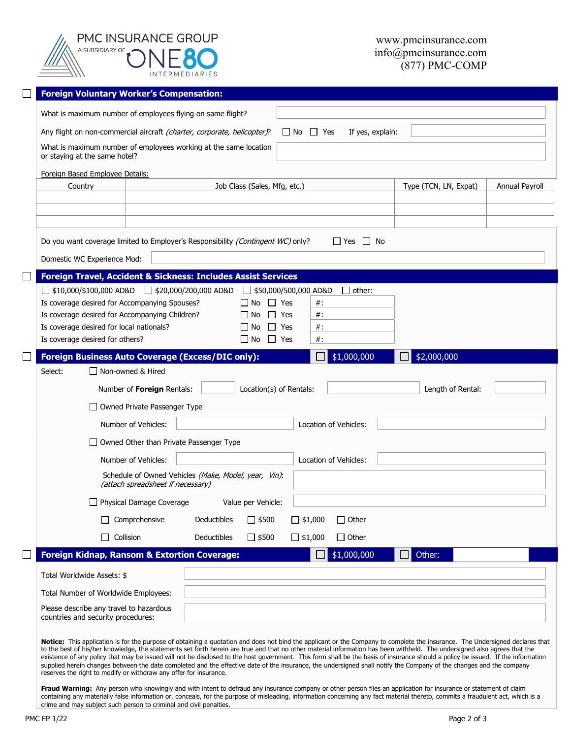PMC INSURANCE GROUP
A SUBSIDIARY OF ONE80 INTERMEDIARIES

www.pmcinsurance.com
info@pmcinsurance.com
(877) PMC-COMP

## ☐ Foreign Voluntary Worker's Compensation:

What is maximum number of employees flying on same flight?

Any flight on non-commercial aircraft *(charter, corporate, helicopter)*? ☐ No ☐ Yes If yes, explain:

What is maximum number of employees working at the same location or staying at the same hotel?

Foreign Based Employee Details:

| Country | Job Class (Sales, Mfg, etc.) | Type (TCN, LN, Expat) | Annual Payroll |
|---|---|---|---|
| | | | |
| | | | |
| | | | |

Do you want coverage limited to Employer's Responsibility *(Contingent WC)* only? ☐ Yes ☐ No

Domestic WC Experience Mod:

## ☐ Foreign Travel, Accident & Sickness: Includes Assist Services

☐ $10,000/$100,000 AD&D ☐ $20,000/200,000 AD&D ☐ $50,000/500,000 AD&D ☐ other:

Is coverage desired for Accompanying Spouses? ☐ No ☐ Yes #:

Is coverage desired for Accompanying Children? ☐ No ☐ Yes #:

Is coverage desired for local nationals? ☐ No ☐ Yes #:

Is coverage desired for others? ☐ No ☐ Yes #:

## ☐ Foreign Business Auto Coverage (Excess/DIC only): ☐ $1,000,000 ☐ $2,000,000

Select: ☐ Non-owned & Hired

Number of **Foreign** Rentals: Location(s) of Rentals: Length of Rental:

☐ Owned Private Passenger Type

Number of Vehicles: Location of Vehicles:

☐ Owned Other than Private Passenger Type

Number of Vehicles: Location of Vehicles:

Schedule of Owned Vehicles *(Make, Model, year, Vin)*: *(attach spreadsheet if necessary)*

☐ Physical Damage Coverage Value per Vehicle:

☐ Comprehensive Deductibles ☐ $500 ☐ $1,000 ☐ Other

☐ Collision Deductibles ☐ $500 ☐ $1,000 ☐ Other

## ☐ Foreign Kidnap, Ransom & Extortion Coverage: ☐ $1,000,000 ☐ Other:

Total Worldwide Assets: $

Total Number of Worldwide Employees:

Please describe any travel to hazardous countries and security procedures:

**Notice:** This application is for the purpose of obtaining a quotation and does not bind the applicant or the Company to complete the insurance. The Undersigned declares that to the best of his/her knowledge, the statements set forth herein are true and that no other material information has been withheld. The undersigned also agrees that the existence of any policy that may be issued will not be disclosed to the host government. This form shall be the basis of insurance should a policy be issued. If the information supplied herein changes between the date completed and the effective date of the insurance, the undersigned shall notify the Company of the changes and the company reserves the right to modify or withdraw any offer for insurance.

**Fraud Warning:** Any person who knowingly and with intent to defraud any insurance company or other person files an application for insurance or statement of claim containing any materially false information or, conceals, for the purpose of misleading, information concerning any fact material thereto, commits a fraudulent act, which is a crime and may subject such person to criminal and civil penalties.

PMC FP 1/22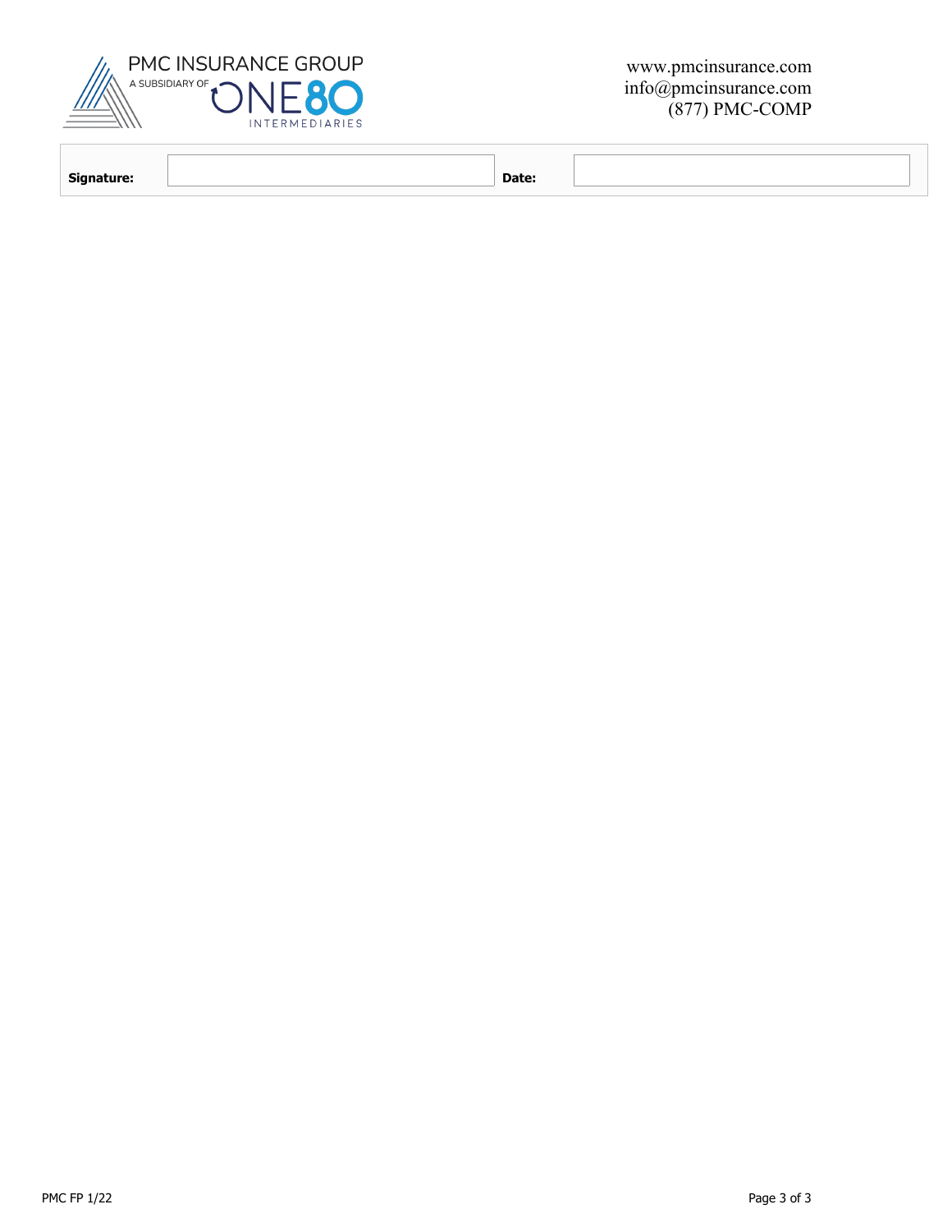PMC INSURANCE GROUP
A SUBSIDIARY OF ONE80 INTERMEDIARIES

www.pmcinsurance.com
info@pmcinsurance.com
(877) PMC-COMP

| | | | |
|---|---|---|---|
| **Signature:** | | **Date:** | |

PMC FP 1/22